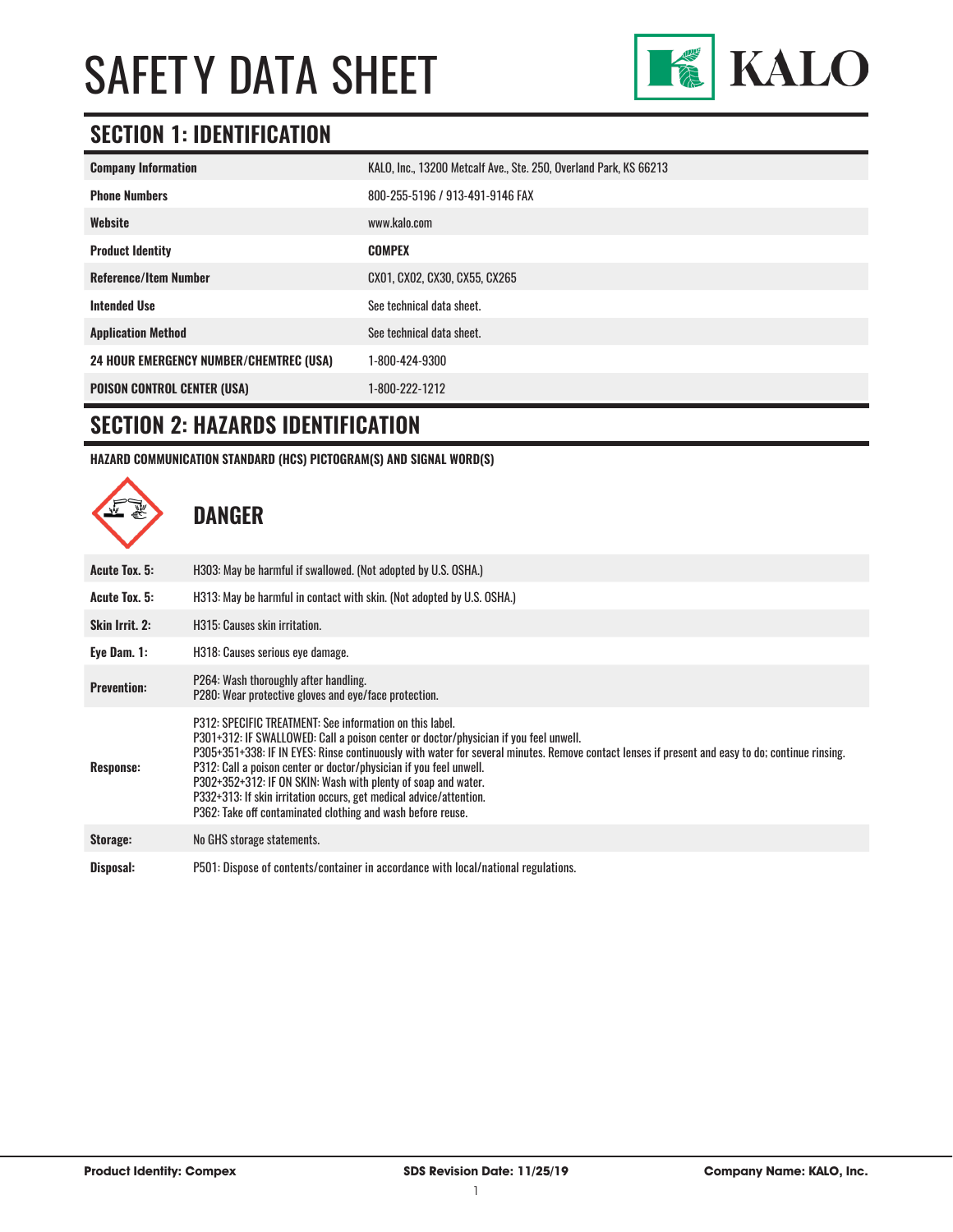# SAFETY DATA SHEET

KALO

## SECTION 1: IDENTIFICATION

| | |
|---|---|
| **Company Information** | KALO, Inc., 13200 Metcalf Ave., Ste. 250, Overland Park, KS 66213 |
| **Phone Numbers** | 800-255-5196 / 913-491-9146 FAX |
| **Website** | www.kalo.com |
| **Product Identity** | **COMPEX** |
| **Reference/Item Number** | CX01, CX02, CX30, CX55, CX265 |
| **Intended Use** | See technical data sheet. |
| **Application Method** | See technical data sheet. |
| **24 HOUR EMERGENCY NUMBER/CHEMTREC (USA)** | 1-800-424-9300 |
| **POISON CONTROL CENTER (USA)** | 1-800-222-1212 |

## SECTION 2: HAZARDS IDENTIFICATION

**HAZARD COMMUNICATION STANDARD (HCS) PICTOGRAM(S) AND SIGNAL WORD(S)**

### DANGER

| | |
|---|---|
| **Acute Tox. 5:** | H303: May be harmful if swallowed. (Not adopted by U.S. OSHA.) |
| **Acute Tox. 5:** | H313: May be harmful in contact with skin. (Not adopted by U.S. OSHA.) |
| **Skin Irrit. 2:** | H315: Causes skin irritation. |
| **Eye Dam. 1:** | H318: Causes serious eye damage. |
| **Prevention:** | P264: Wash thoroughly after handling.<br>P280: Wear protective gloves and eye/face protection. |
| **Response:** | P312: SPECIFIC TREATMENT: See information on this label.<br>P301+312: IF SWALLOWED: Call a poison center or doctor/physician if you feel unwell.<br>P305+351+338: IF IN EYES: Rinse continuously with water for several minutes. Remove contact lenses if present and easy to do; continue rinsing.<br>P312: Call a poison center or doctor/physician if you feel unwell.<br>P302+352+312: IF ON SKIN: Wash with plenty of soap and water.<br>P332+313: If skin irritation occurs, get medical advice/attention.<br>P362: Take off contaminated clothing and wash before reuse. |
| **Storage:** | No GHS storage statements. |
| **Disposal:** | P501: Dispose of contents/container in accordance with local/national regulations. |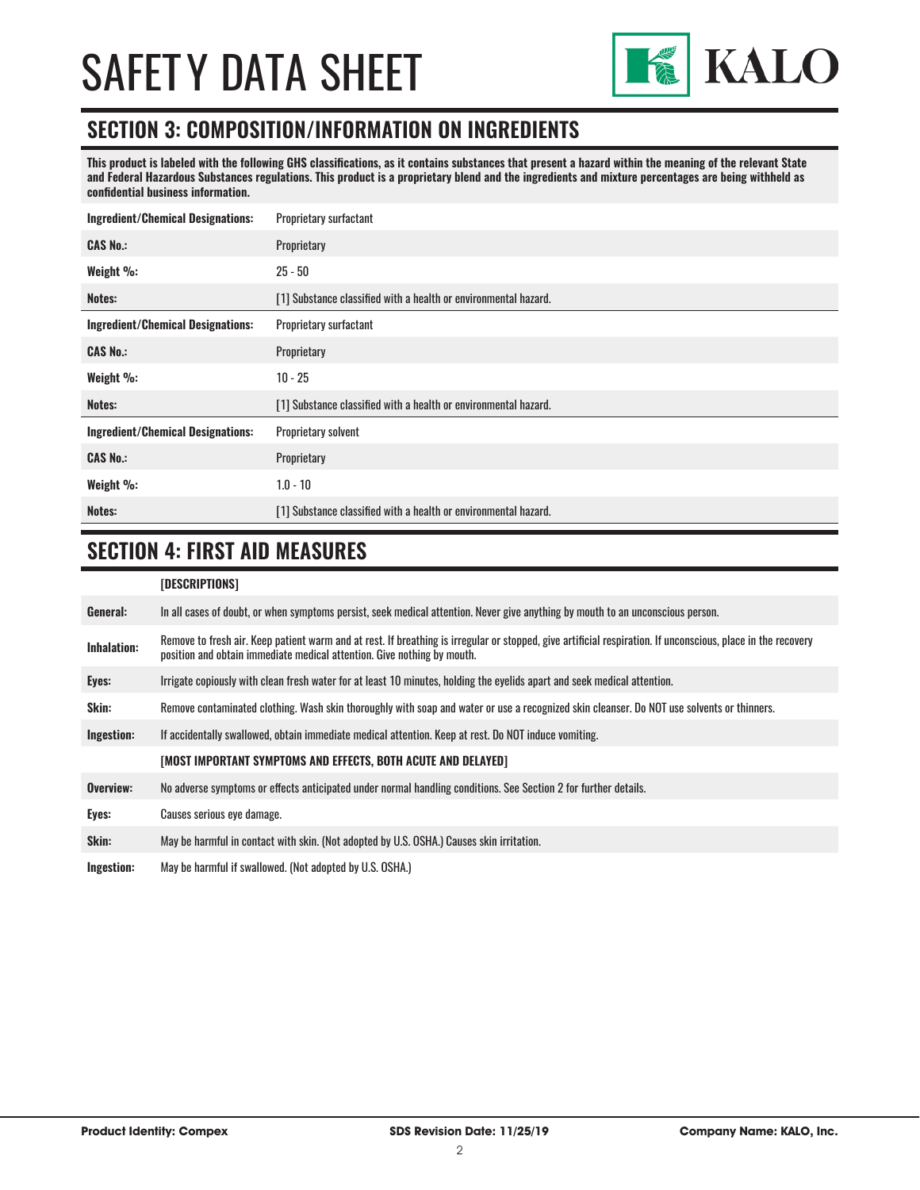## SECTION 3: COMPOSITION/INFORMATION ON INGREDIENTS

**This product is labeled with the following GHS classifications, as it contains substances that present a hazard within the meaning of the relevant State and Federal Hazardous Substances regulations. This product is a proprietary blend and the ingredients and mixture percentages are being withheld as confidential business information.**

| | |
|---|---|
| **Ingredient/Chemical Designations:** | Proprietary surfactant |
| **CAS No.:** | Proprietary |
| **Weight %:** | 25 - 50 |
| **Notes:** | [1] Substance classified with a health or environmental hazard. |
| **Ingredient/Chemical Designations:** | Proprietary surfactant |
| **CAS No.:** | Proprietary |
| **Weight %:** | 10 - 25 |
| **Notes:** | [1] Substance classified with a health or environmental hazard. |
| **Ingredient/Chemical Designations:** | Proprietary solvent |
| **CAS No.:** | Proprietary |
| **Weight %:** | 1.0 - 10 |
| **Notes:** | [1] Substance classified with a health or environmental hazard. |

## SECTION 4: FIRST AID MEASURES

| | |
|---|---|
| | **[DESCRIPTIONS]** |
| **General:** | In all cases of doubt, or when symptoms persist, seek medical attention. Never give anything by mouth to an unconscious person. |
| **Inhalation:** | Remove to fresh air. Keep patient warm and at rest. If breathing is irregular or stopped, give artificial respiration. If unconscious, place in the recovery position and obtain immediate medical attention. Give nothing by mouth. |
| **Eyes:** | Irrigate copiously with clean fresh water for at least 10 minutes, holding the eyelids apart and seek medical attention. |
| **Skin:** | Remove contaminated clothing. Wash skin thoroughly with soap and water or use a recognized skin cleanser. Do NOT use solvents or thinners. |
| **Ingestion:** | If accidentally swallowed, obtain immediate medical attention. Keep at rest. Do NOT induce vomiting. |
| | **[MOST IMPORTANT SYMPTOMS AND EFFECTS, BOTH ACUTE AND DELAYED]** |
| **Overview:** | No adverse symptoms or effects anticipated under normal handling conditions. See Section 2 for further details. |
| **Eyes:** | Causes serious eye damage. |
| **Skin:** | May be harmful in contact with skin. (Not adopted by U.S. OSHA.) Causes skin irritation. |
| **Ingestion:** | May be harmful if swallowed. (Not adopted by U.S. OSHA.) |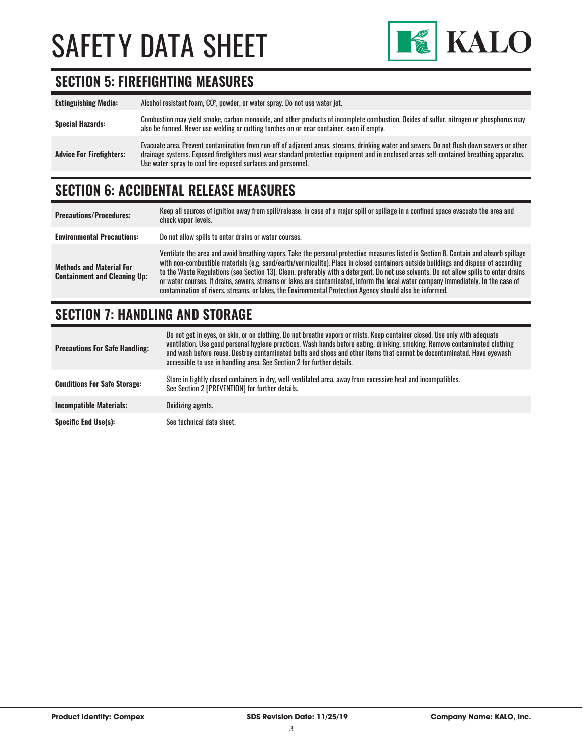## SECTION 5: FIREFIGHTING MEASURES

| | |
|---|---|
| **Extinguishing Media:** | Alcohol resistant foam, $CO^2$, powder, or water spray. Do not use water jet. |
| **Special Hazards:** | Combustion may yield smoke, carbon monoxide, and other products of incomplete combustion. Oxides of sulfur, nitrogen or phosphorus may also be formed. Never use welding or cutting torches on or near container, even if empty. |
| **Advice For Firefighters:** | Evacuate area. Prevent contamination from run-off of adjacent areas, streams, drinking water and sewers. Do not flush down sewers or other drainage systems. Exposed firefighters must wear standard protective equipment and in enclosed areas self-contained breathing apparatus. Use water-spray to cool fire-exposed surfaces and personnel. |

## SECTION 6: ACCIDENTAL RELEASE MEASURES

| | |
|---|---|
| **Precautions/Procedures:** | Keep all sources of ignition away from spill/release. In case of a major spill or spillage in a confined space evacuate the area and check vapor levels. |
| **Environmental Precautions:** | Do not allow spills to enter drains or water courses. |
| **Methods and Material For Containment and Cleaning Up:** | Ventilate the area and avoid breathing vapors. Take the personal protective measures listed in Section 8. Contain and absorb spillage with non-combustible materials (e.g. sand/earth/vermiculite). Place in closed containers outside buildings and dispose of according to the Waste Regulations (see Section 13). Clean, preferably with a detergent. Do not use solvents. Do not allow spills to enter drains or water courses. If drains, sewers, streams or lakes are contaminated, inform the local water company immediately. In the case of contamination of rivers, streams, or lakes, the Environmental Protection Agency should also be informed. |

## SECTION 7: HANDLING AND STORAGE

| | |
|---|---|
| **Precautions For Safe Handling:** | Do not get in eyes, on skin, or on clothing. Do not breathe vapors or mists. Keep container closed. Use only with adequate ventilation. Use good personal hygiene practices. Wash hands before eating, drinking, smoking. Remove contaminated clothing and wash before reuse. Destroy contaminated belts and shoes and other items that cannot be decontaminated. Have eyewash accessible to use in handling area. See Section 2 for further details. |
| **Conditions For Safe Storage:** | Store in tightly closed containers in dry, well-ventilated area, away from excessive heat and incompatibles. See Section 2 [PREVENTION] for further details. |
| **Incompatible Materials:** | Oxidizing agents. |
| **Specific End Use(s):** | See technical data sheet. |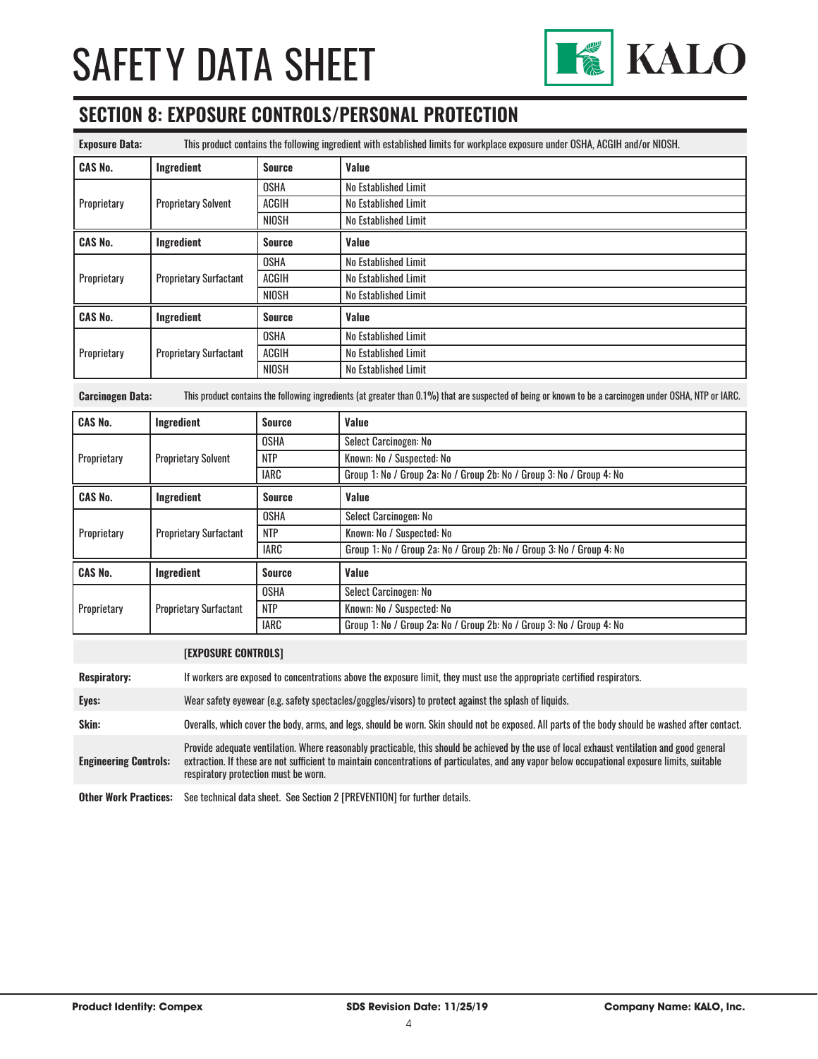## SECTION 8: EXPOSURE CONTROLS/PERSONAL PROTECTION

**Exposure Data:** This product contains the following ingredient with established limits for workplace exposure under OSHA, ACGIH and/or NIOSH.

| CAS No. | Ingredient | Source | Value |
|---|---|---|---|
| Proprietary | Proprietary Solvent | OSHA | No Established Limit |
| | | ACGIH | No Established Limit |
| | | NIOSH | No Established Limit |

| CAS No. | Ingredient | Source | Value |
|---|---|---|---|
| Proprietary | Proprietary Surfactant | OSHA | No Established Limit |
| | | ACGIH | No Established Limit |
| | | NIOSH | No Established Limit |

| CAS No. | Ingredient | Source | Value |
|---|---|---|---|
| Proprietary | Proprietary Surfactant | OSHA | No Established Limit |
| | | ACGIH | No Established Limit |
| | | NIOSH | No Established Limit |

**Carcinogen Data:** This product contains the following ingredients (at greater than 0.1%) that are suspected of being or known to be a carcinogen under OSHA, NTP or IARC.

| CAS No. | Ingredient | Source | Value |
|---|---|---|---|
| Proprietary | Proprietary Solvent | OSHA | Select Carcinogen: No |
| | | NTP | Known: No / Suspected: No |
| | | IARC | Group 1: No / Group 2a: No / Group 2b: No / Group 3: No / Group 4: No |

| CAS No. | Ingredient | Source | Value |
|---|---|---|---|
| Proprietary | Proprietary Surfactant | OSHA | Select Carcinogen: No |
| | | NTP | Known: No / Suspected: No |
| | | IARC | Group 1: No / Group 2a: No / Group 2b: No / Group 3: No / Group 4: No |

| CAS No. | Ingredient | Source | Value |
|---|---|---|---|
| Proprietary | Proprietary Surfactant | OSHA | Select Carcinogen: No |
| | | NTP | Known: No / Suspected: No |
| | | IARC | Group 1: No / Group 2a: No / Group 2b: No / Group 3: No / Group 4: No |

**[EXPOSURE CONTROLS]**

**Respiratory:** If workers are exposed to concentrations above the exposure limit, they must use the appropriate certified respirators.

**Eyes:** Wear safety eyewear (e.g. safety spectacles/goggles/visors) to protect against the splash of liquids.

**Skin:** Overalls, which cover the body, arms, and legs, should be worn. Skin should not be exposed. All parts of the body should be washed after contact.

**Engineering Controls:** Provide adequate ventilation. Where reasonably practicable, this should be achieved by the use of local exhaust ventilation and good general extraction. If these are not sufficient to maintain concentrations of particulates, and any vapor below occupational exposure limits, suitable respiratory protection must be worn.

**Other Work Practices:** See technical data sheet. See Section 2 [PREVENTION] for further details.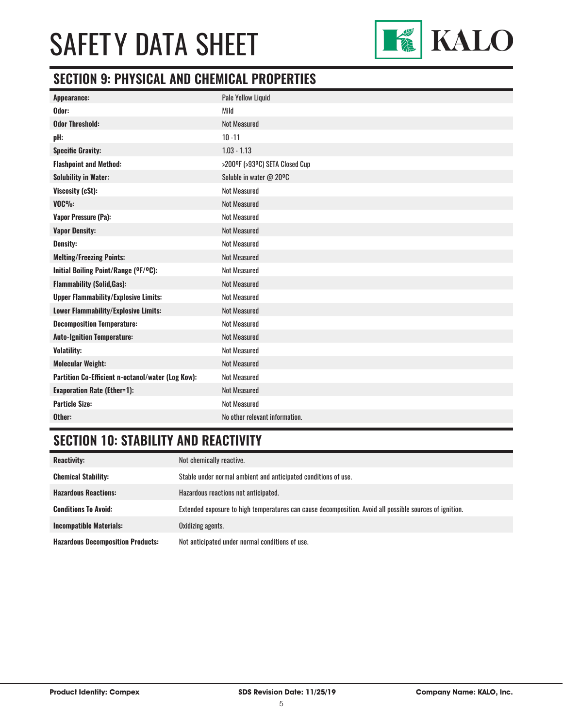## SECTION 9: PHYSICAL AND CHEMICAL PROPERTIES

| | |
|---|---|
| **Appearance:** | Pale Yellow Liquid |
| **Odor:** | Mild |
| **Odor Threshold:** | Not Measured |
| **pH:** | 10 -11 |
| **Specific Gravity:** | 1.03 - 1.13 |
| **Flashpoint and Method:** | >200ºF (>93ºC) SETA Closed Cup |
| **Solubility in Water:** | Soluble in water @ 20ºC |
| **Viscosity (cSt):** | Not Measured |
| **VOC%:** | Not Measured |
| **Vapor Pressure (Pa):** | Not Measured |
| **Vapor Density:** | Not Measured |
| **Density:** | Not Measured |
| **Melting/Freezing Points:** | Not Measured |
| **Initial Boiling Point/Range (ºF/ºC):** | Not Measured |
| **Flammability (Solid,Gas):** | Not Measured |
| **Upper Flammability/Explosive Limits:** | Not Measured |
| **Lower Flammability/Explosive Limits:** | Not Measured |
| **Decomposition Temperature:** | Not Measured |
| **Auto-Ignition Temperature:** | Not Measured |
| **Volatility:** | Not Measured |
| **Molecular Weight:** | Not Measured |
| **Partition Co-Efficient n-octanol/water (Log Kow):** | Not Measured |
| **Evaporation Rate (Ether=1):** | Not Measured |
| **Particle Size:** | Not Measured |
| **Other:** | No other relevant information. |

## SECTION 10: STABILITY AND REACTIVITY

| | |
|---|---|
| **Reactivity:** | Not chemically reactive. |
| **Chemical Stability:** | Stable under normal ambient and anticipated conditions of use. |
| **Hazardous Reactions:** | Hazardous reactions not anticipated. |
| **Conditions To Avoid:** | Extended exposure to high temperatures can cause decomposition. Avoid all possible sources of ignition. |
| **Incompatible Materials:** | Oxidizing agents. |
| **Hazardous Decomposition Products:** | Not anticipated under normal conditions of use. |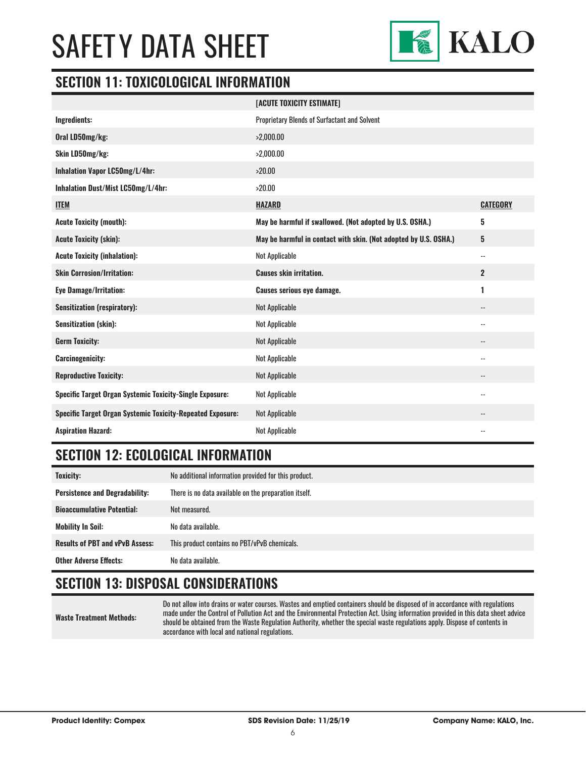## SECTION 11: TOXICOLOGICAL INFORMATION

| | [ACUTE TOXICITY ESTIMATE] | |
|---|---|---|
| **Ingredients:** | Proprietary Blends of Surfactant and Solvent | |
| **Oral LD50mg/kg:** | >2,000.00 | |
| **Skin LD50mg/kg:** | >2,000.00 | |
| **Inhalation Vapor LC50mg/L/4hr:** | >20.00 | |
| **Inhalation Dust/Mist LC50mg/L/4hr:** | >20.00 | |
| **ITEM** | **HAZARD** | **CATEGORY** |
| **Acute Toxicity (mouth):** | **May be harmful if swallowed. (Not adopted by U.S. OSHA.)** | **5** |
| **Acute Toxicity (skin):** | **May be harmful in contact with skin. (Not adopted by U.S. OSHA.)** | **5** |
| **Acute Toxicity (inhalation):** | Not Applicable | -- |
| **Skin Corrosion/Irritation:** | **Causes skin irritation.** | **2** |
| **Eye Damage/Irritation:** | **Causes serious eye damage.** | **1** |
| **Sensitization (respiratory):** | Not Applicable | -- |
| **Sensitization (skin):** | Not Applicable | -- |
| **Germ Toxicity:** | Not Applicable | -- |
| **Carcinogenicity:** | Not Applicable | -- |
| **Reproductive Toxicity:** | Not Applicable | -- |
| **Specific Target Organ Systemic Toxicity-Single Exposure:** | Not Applicable | -- |
| **Specific Target Organ Systemic Toxicity-Repeated Exposure:** | Not Applicable | -- |
| **Aspiration Hazard:** | Not Applicable | -- |

## SECTION 12: ECOLOGICAL INFORMATION

| | |
|---|---|
| **Toxicity:** | No additional information provided for this product. |
| **Persistence and Degradability:** | There is no data available on the preparation itself. |
| **Bioaccumulative Potential:** | Not measured. |
| **Mobility In Soil:** | No data available. |
| **Results of PBT and vPvB Assess:** | This product contains no PBT/vPvB chemicals. |
| **Other Adverse Effects:** | No data available. |

## SECTION 13: DISPOSAL CONSIDERATIONS

| | |
|---|---|
| **Waste Treatment Methods:** | Do not allow into drains or water courses. Wastes and emptied containers should be disposed of in accordance with regulations made under the Control of Pollution Act and the Environmental Protection Act. Using information provided in this data sheet advice should be obtained from the Waste Regulation Authority, whether the special waste regulations apply. Dispose of contents in accordance with local and national regulations. |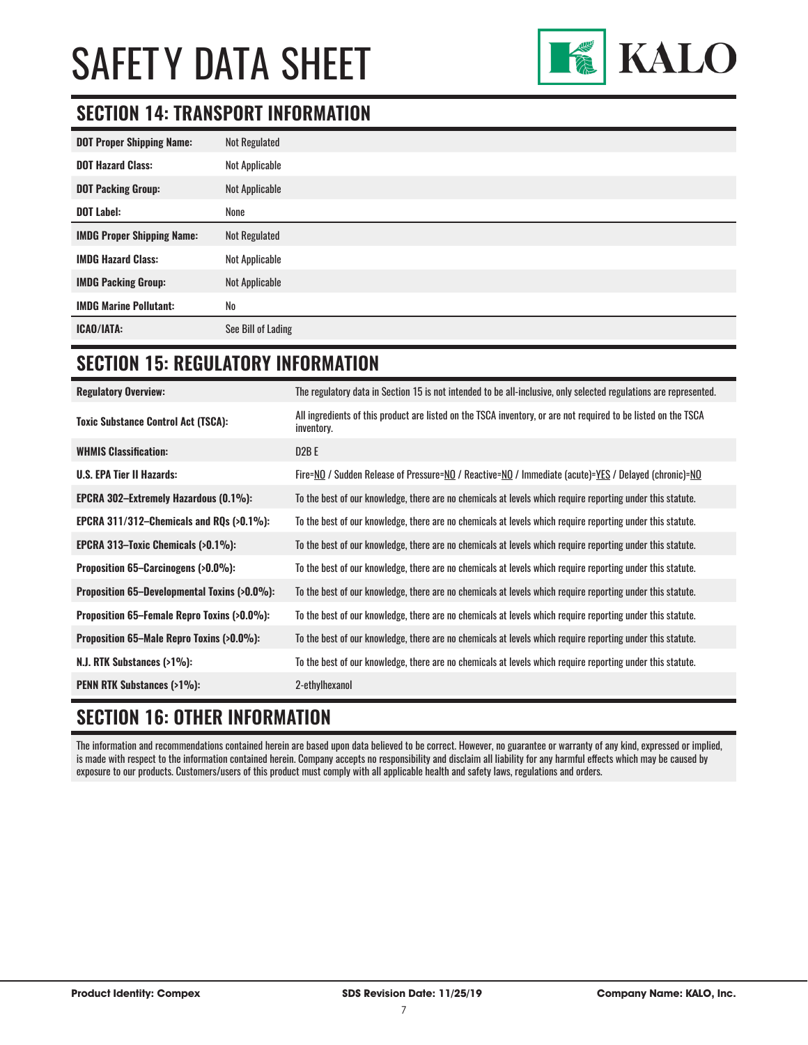# SAFETY DATA SHEET

## SECTION 14: TRANSPORT INFORMATION

| | |
|---|---|
| **DOT Proper Shipping Name:** | Not Regulated |
| **DOT Hazard Class:** | Not Applicable |
| **DOT Packing Group:** | Not Applicable |
| **DOT Label:** | None |
| **IMDG Proper Shipping Name:** | Not Regulated |
| **IMDG Hazard Class:** | Not Applicable |
| **IMDG Packing Group:** | Not Applicable |
| **IMDG Marine Pollutant:** | No |
| **ICAO/IATA:** | See Bill of Lading |

## SECTION 15: REGULATORY INFORMATION

| | |
|---|---|
| **Regulatory Overview:** | The regulatory data in Section 15 is not intended to be all-inclusive, only selected regulations are represented. |
| **Toxic Substance Control Act (TSCA):** | All ingredients of this product are listed on the TSCA inventory, or are not required to be listed on the TSCA inventory. |
| **WHMIS Classification:** | D2B E |
| **U.S. EPA Tier II Hazards:** | Fire=NO / Sudden Release of Pressure=NO / Reactive=NO / Immediate (acute)=YES / Delayed (chronic)=NO |
| **EPCRA 302–Extremely Hazardous (0.1%):** | To the best of our knowledge, there are no chemicals at levels which require reporting under this statute. |
| **EPCRA 311/312–Chemicals and RQs (>0.1%):** | To the best of our knowledge, there are no chemicals at levels which require reporting under this statute. |
| **EPCRA 313–Toxic Chemicals (>0.1%):** | To the best of our knowledge, there are no chemicals at levels which require reporting under this statute. |
| **Proposition 65–Carcinogens (>0.0%):** | To the best of our knowledge, there are no chemicals at levels which require reporting under this statute. |
| **Proposition 65–Developmental Toxins (>0.0%):** | To the best of our knowledge, there are no chemicals at levels which require reporting under this statute. |
| **Proposition 65–Female Repro Toxins (>0.0%):** | To the best of our knowledge, there are no chemicals at levels which require reporting under this statute. |
| **Proposition 65–Male Repro Toxins (>0.0%):** | To the best of our knowledge, there are no chemicals at levels which require reporting under this statute. |
| **N.J. RTK Substances (>1%):** | To the best of our knowledge, there are no chemicals at levels which require reporting under this statute. |
| **PENN RTK Substances (>1%):** | 2-ethylhexanol |

## SECTION 16: OTHER INFORMATION

The information and recommendations contained herein are based upon data believed to be correct. However, no guarantee or warranty of any kind, expressed or implied, is made with respect to the information contained herein. Company accepts no responsibility and disclaim all liability for any harmful effects which may be caused by exposure to our products. Customers/users of this product must comply with all applicable health and safety laws, regulations and orders.

**Product Identity: Compex** **SDS Revision Date: 11/25/19** **Company Name: KALO, Inc.**